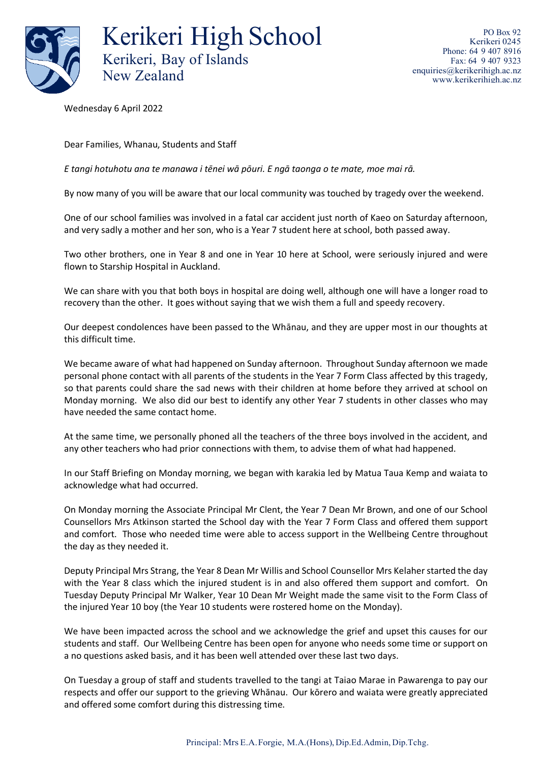# Kerikeri High School

Kerikeri, Bay of Islands
New Zealand

PO Box 92
Kerikeri 0245
Phone: 64 9 407 8916
Fax: 64 9 407 9323
enquiries@kerikerihigh.ac.nz
www.kerikerihigh.ac.nz

Wednesday 6 April 2022

Dear Families, Whanau, Students and Staff

*E tangi hotuhotu ana te manawa i tēnei wā pōuri. E ngā taonga o te mate, moe mai rā.*

By now many of you will be aware that our local community was touched by tragedy over the weekend.

One of our school families was involved in a fatal car accident just north of Kaeo on Saturday afternoon, and very sadly a mother and her son, who is a Year 7 student here at school, both passed away.

Two other brothers, one in Year 8 and one in Year 10 here at School, were seriously injured and were flown to Starship Hospital in Auckland.

We can share with you that both boys in hospital are doing well, although one will have a longer road to recovery than the other. It goes without saying that we wish them a full and speedy recovery.

Our deepest condolences have been passed to the Whānau, and they are upper most in our thoughts at this difficult time.

We became aware of what had happened on Sunday afternoon. Throughout Sunday afternoon we made personal phone contact with all parents of the students in the Year 7 Form Class affected by this tragedy, so that parents could share the sad news with their children at home before they arrived at school on Monday morning. We also did our best to identify any other Year 7 students in other classes who may have needed the same contact home.

At the same time, we personally phoned all the teachers of the three boys involved in the accident, and any other teachers who had prior connections with them, to advise them of what had happened.

In our Staff Briefing on Monday morning, we began with karakia led by Matua Taua Kemp and waiata to acknowledge what had occurred.

On Monday morning the Associate Principal Mr Clent, the Year 7 Dean Mr Brown, and one of our School Counsellors Mrs Atkinson started the School day with the Year 7 Form Class and offered them support and comfort. Those who needed time were able to access support in the Wellbeing Centre throughout the day as they needed it.

Deputy Principal Mrs Strang, the Year 8 Dean Mr Willis and School Counsellor Mrs Kelaher started the day with the Year 8 class which the injured student is in and also offered them support and comfort. On Tuesday Deputy Principal Mr Walker, Year 10 Dean Mr Weight made the same visit to the Form Class of the injured Year 10 boy (the Year 10 students were rostered home on the Monday).

We have been impacted across the school and we acknowledge the grief and upset this causes for our students and staff. Our Wellbeing Centre has been open for anyone who needs some time or support on a no questions asked basis, and it has been well attended over these last two days.

On Tuesday a group of staff and students travelled to the tangi at Taiao Marae in Pawarenga to pay our respects and offer our support to the grieving Whānau. Our kōrero and waiata were greatly appreciated and offered some comfort during this distressing time.

Principal: Mrs E.A.Forgie, M.A.(Hons), Dip.Ed.Admin, Dip.Tchg.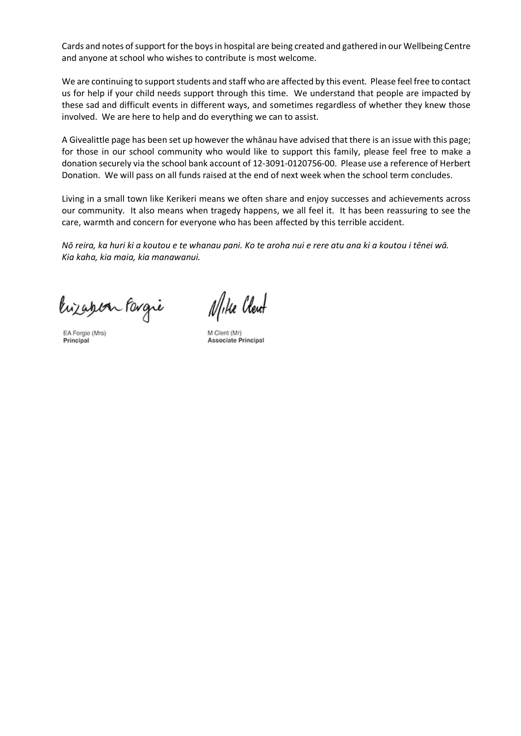Cards and notes of support for the boys in hospital are being created and gathered in our Wellbeing Centre and anyone at school who wishes to contribute is most welcome.

We are continuing to support students and staff who are affected by this event. Please feel free to contact us for help if your child needs support through this time. We understand that people are impacted by these sad and difficult events in different ways, and sometimes regardless of whether they knew those involved. We are here to help and do everything we can to assist.

A Givealittle page has been set up however the whānau have advised that there is an issue with this page; for those in our school community who would like to support this family, please feel free to make a donation securely via the school bank account of 12-3091-0120756-00. Please use a reference of Herbert Donation. We will pass on all funds raised at the end of next week when the school term concludes.

Living in a small town like Kerikeri means we often share and enjoy successes and achievements across our community. It also means when tragedy happens, we all feel it. It has been reassuring to see the care, warmth and concern for everyone who has been affected by this terrible accident.

*Nō reira, ka huri ki a koutou e te whanau pani. Ko te aroha nui e rere atu ana ki a koutou i tēnei wā.*
*Kia kaha, kia maia, kia manawanui.*

Elizabeth Forgie

EA Forgie (Mrs)
**Principal**

Mike Clent

M Clent (Mr)
**Associate Principal**